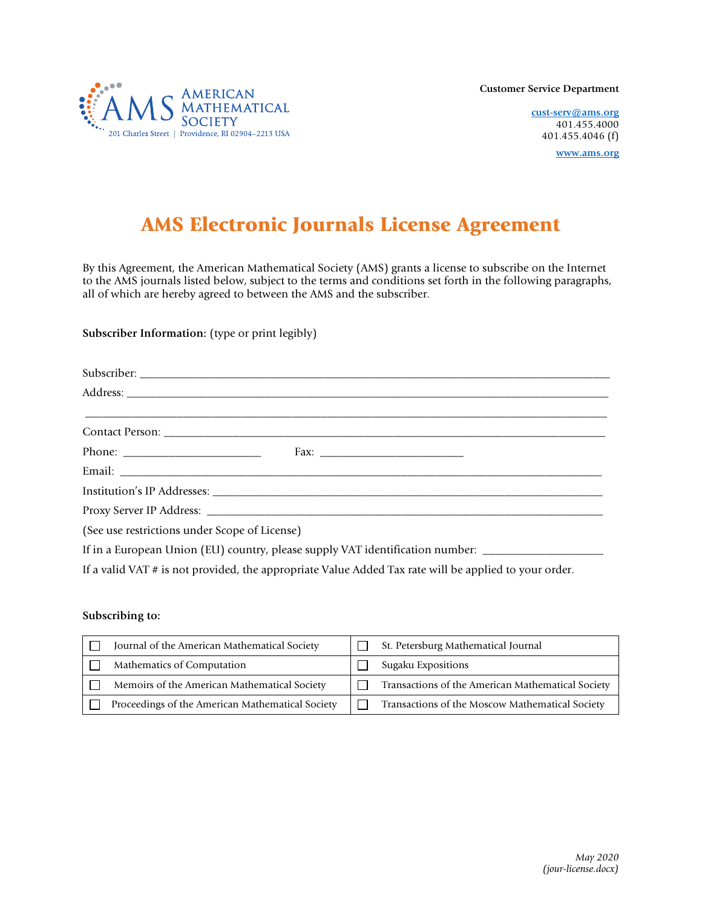AMERICAN MATHEMATICAL SOCIETY
201 Charles Street | Providence, RI 02904–2213 USA

**Customer Service Department**

cust-serv@ams.org
401.455.4000
401.455.4046 (f)

www.ams.org

# AMS Electronic Journals License Agreement

By this Agreement, the American Mathematical Society (AMS) grants a license to subscribe on the Internet to the AMS journals listed below, subject to the terms and conditions set forth in the following paragraphs, all of which are hereby agreed to between the AMS and the subscriber.

**Subscriber Information:** (type or print legibly)

Subscriber: ______________________________________________

Address: ______________________________________________

______________________________________________

Contact Person: ______________________________________________

Phone: ________________________ Fax: ________________________

Email: ______________________________________________

Institution's IP Addresses: ______________________________________________

Proxy Server IP Address: ______________________________________________

(See use restrictions under Scope of License)

If in a European Union (EU) country, please supply VAT identification number: ____________________

If a valid VAT # is not provided, the appropriate Value Added Tax rate will be applied to your order.

**Subscribing to:**

| | |
|---|---|
| ☐ Journal of the American Mathematical Society | ☐ St. Petersburg Mathematical Journal |
| ☐ Mathematics of Computation | ☐ Sugaku Expositions |
| ☐ Memoirs of the American Mathematical Society | ☐ Transactions of the American Mathematical Society |
| ☐ Proceedings of the American Mathematical Society | ☐ Transactions of the Moscow Mathematical Society |

*May 2020*
*(jour-license.docx)*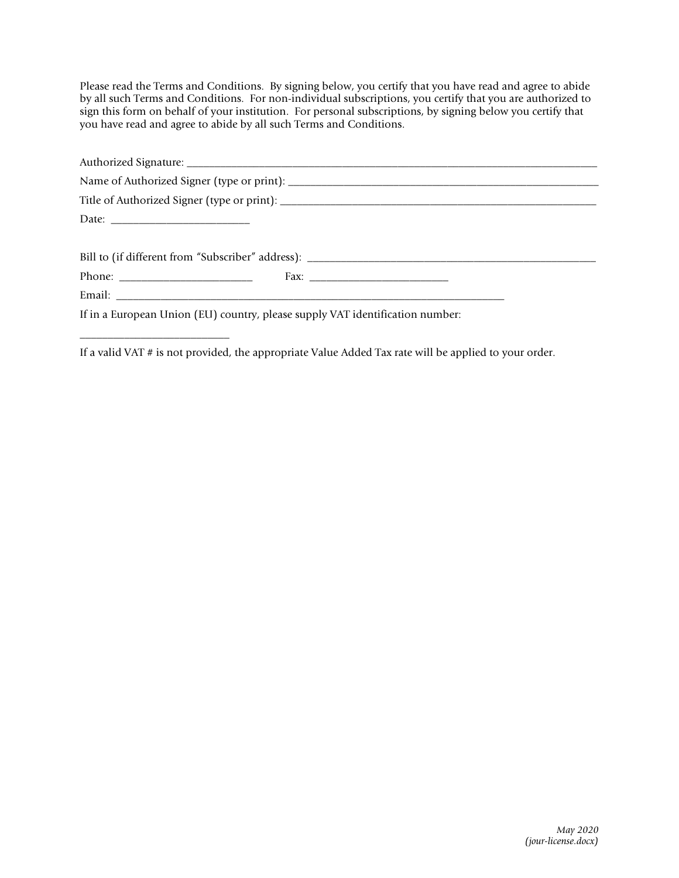Please read the Terms and Conditions. By signing below, you certify that you have read and agree to abide by all such Terms and Conditions. For non-individual subscriptions, you certify that you are authorized to sign this form on behalf of your institution. For personal subscriptions, by signing below you certify that you have read and agree to abide by all such Terms and Conditions.

Authorized Signature: ______________________________________________________________________________

Name of Authorized Signer (type or print): ___________________________________________________________

Title of Authorized Signer (type or print): ____________________________________________________________

Date: _________________________

Bill to (if different from "Subscriber" address): ______________________________________________________

Phone: ________________________ Fax: _________________________

Email: ___________________________________________________________________________

If in a European Union (EU) country, please supply VAT identification number:

___________________________

If a valid VAT # is not provided, the appropriate Value Added Tax rate will be applied to your order.

*May 2020*
*(jour-license.docx)*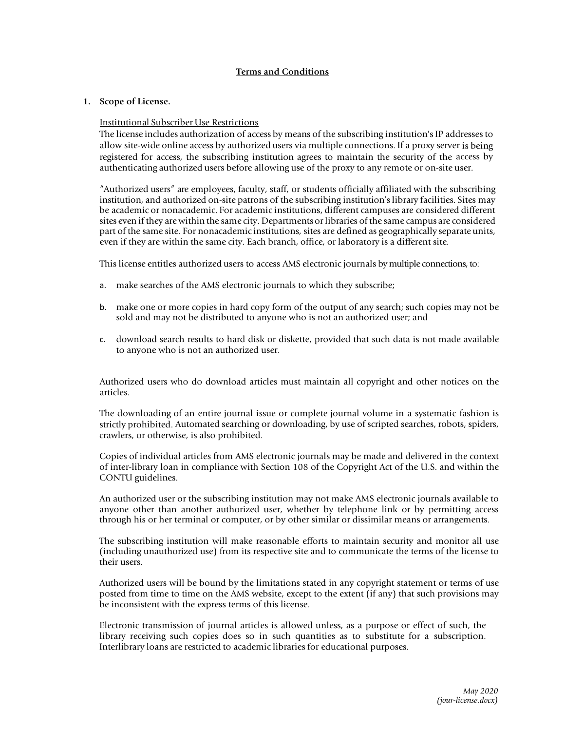**<u>Terms and Conditions</u>**

1. **Scope of License.**

   <u>Institutional Subscriber Use Restrictions</u>
   The license includes authorization of access by means of the subscribing institution's IP addresses to allow site-wide online access by authorized users via multiple connections. If a proxy server is being registered for access, the subscribing institution agrees to maintain the security of the access by authenticating authorized users before allowing use of the proxy to any remote or on-site user.

   "Authorized users" are employees, faculty, staff, or students officially affiliated with the subscribing institution, and authorized on-site patrons of the subscribing institution's library facilities. Sites may be academic or nonacademic. For academic institutions, different campuses are considered different sites even if they are within the same city. Departments or libraries of the same campus are considered part of the same site. For nonacademic institutions, sites are defined as geographically separate units, even if they are within the same city. Each branch, office, or laboratory is a different site.

   This license entitles authorized users to access AMS electronic journals by multiple connections, to:

   a. make searches of the AMS electronic journals to which they subscribe;

   b. make one or more copies in hard copy form of the output of any search; such copies may not be sold and may not be distributed to anyone who is not an authorized user; and

   c. download search results to hard disk or diskette, provided that such data is not made available to anyone who is not an authorized user.

   Authorized users who do download articles must maintain all copyright and other notices on the articles.

   The downloading of an entire journal issue or complete journal volume in a systematic fashion is strictly prohibited. Automated searching or downloading, by use of scripted searches, robots, spiders, crawlers, or otherwise, is also prohibited.

   Copies of individual articles from AMS electronic journals may be made and delivered in the context of inter-library loan in compliance with Section 108 of the Copyright Act of the U.S. and within the CONTU guidelines.

   An authorized user or the subscribing institution may not make AMS electronic journals available to anyone other than another authorized user, whether by telephone link or by permitting access through his or her terminal or computer, or by other similar or dissimilar means or arrangements.

   The subscribing institution will make reasonable efforts to maintain security and monitor all use (including unauthorized use) from its respective site and to communicate the terms of the license to their users.

   Authorized users will be bound by the limitations stated in any copyright statement or terms of use posted from time to time on the AMS website, except to the extent (if any) that such provisions may be inconsistent with the express terms of this license.

   Electronic transmission of journal articles is allowed unless, as a purpose or effect of such, the library receiving such copies does so in such quantities as to substitute for a subscription. Interlibrary loans are restricted to academic libraries for educational purposes.

*May 2020*
*(jour-license.docx)*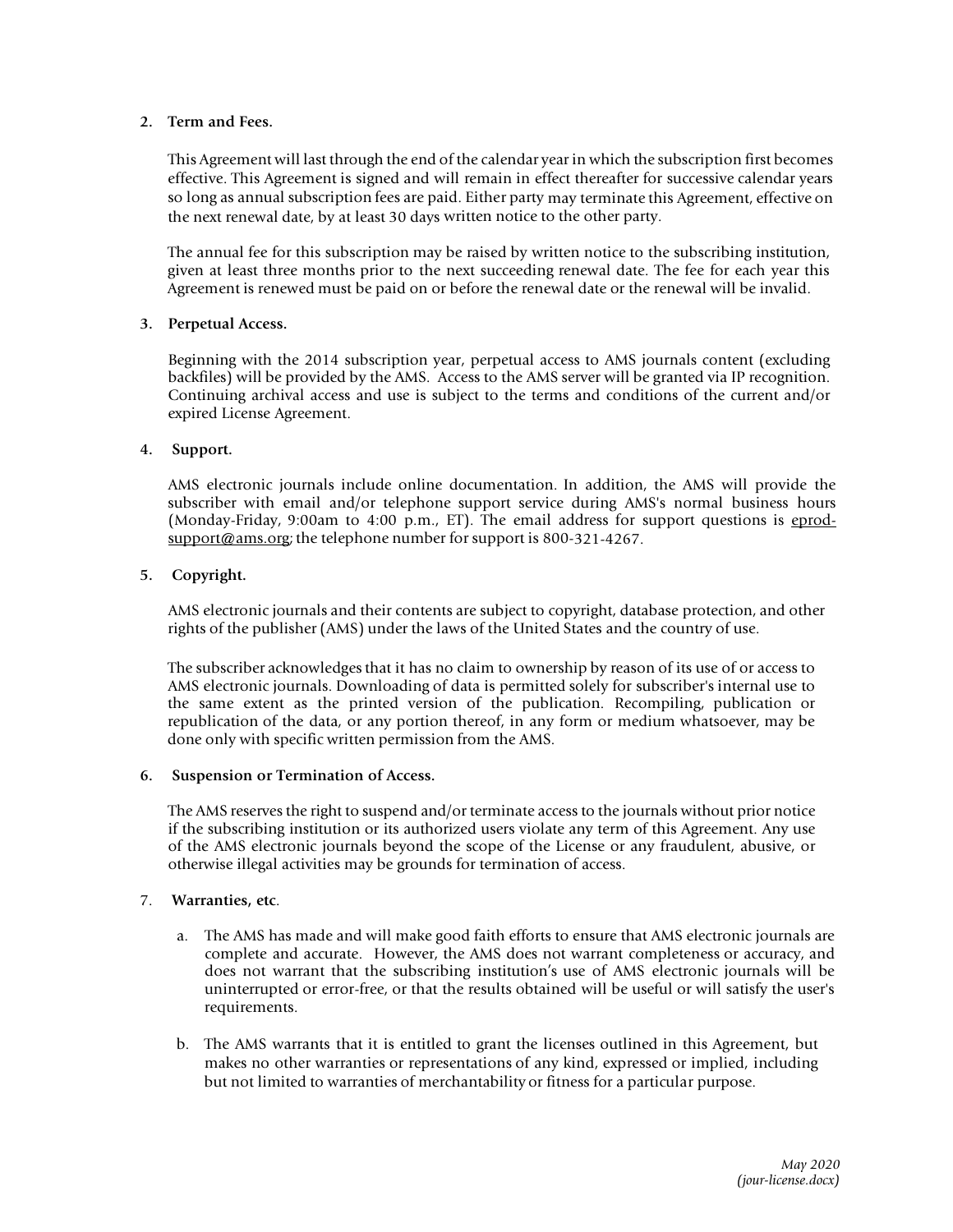**2. Term and Fees.**

This Agreement will last through the end of the calendar year in which the subscription first becomes effective. This Agreement is signed and will remain in effect thereafter for successive calendar years so long as annual subscription fees are paid. Either party may terminate this Agreement, effective on the next renewal date, by at least 30 days written notice to the other party.

The annual fee for this subscription may be raised by written notice to the subscribing institution, given at least three months prior to the next succeeding renewal date. The fee for each year this Agreement is renewed must be paid on or before the renewal date or the renewal will be invalid.

**3. Perpetual Access.**

Beginning with the 2014 subscription year, perpetual access to AMS journals content (excluding backfiles) will be provided by the AMS. Access to the AMS server will be granted via IP recognition. Continuing archival access and use is subject to the terms and conditions of the current and/or expired License Agreement.

**4. Support.**

AMS electronic journals include online documentation. In addition, the AMS will provide the subscriber with email and/or telephone support service during AMS's normal business hours (Monday-Friday, 9:00am to 4:00 p.m., ET). The email address for support questions is eprod-support@ams.org; the telephone number for support is 800-321-4267.

**5. Copyright.**

AMS electronic journals and their contents are subject to copyright, database protection, and other rights of the publisher (AMS) under the laws of the United States and the country of use.

The subscriber acknowledges that it has no claim to ownership by reason of its use of or access to AMS electronic journals. Downloading of data is permitted solely for subscriber's internal use to the same extent as the printed version of the publication. Recompiling, publication or republication of the data, or any portion thereof, in any form or medium whatsoever, may be done only with specific written permission from the AMS.

**6. Suspension or Termination of Access.**

The AMS reserves the right to suspend and/or terminate access to the journals without prior notice if the subscribing institution or its authorized users violate any term of this Agreement. Any use of the AMS electronic journals beyond the scope of the License or any fraudulent, abusive, or otherwise illegal activities may be grounds for termination of access.

7. **Warranties, etc**.

a. The AMS has made and will make good faith efforts to ensure that AMS electronic journals are complete and accurate. However, the AMS does not warrant completeness or accuracy, and does not warrant that the subscribing institution's use of AMS electronic journals will be uninterrupted or error-free, or that the results obtained will be useful or will satisfy the user's requirements.

b. The AMS warrants that it is entitled to grant the licenses outlined in this Agreement, but makes no other warranties or representations of any kind, expressed or implied, including but not limited to warranties of merchantability or fitness for a particular purpose.

*May 2020*
*(jour-license.docx)*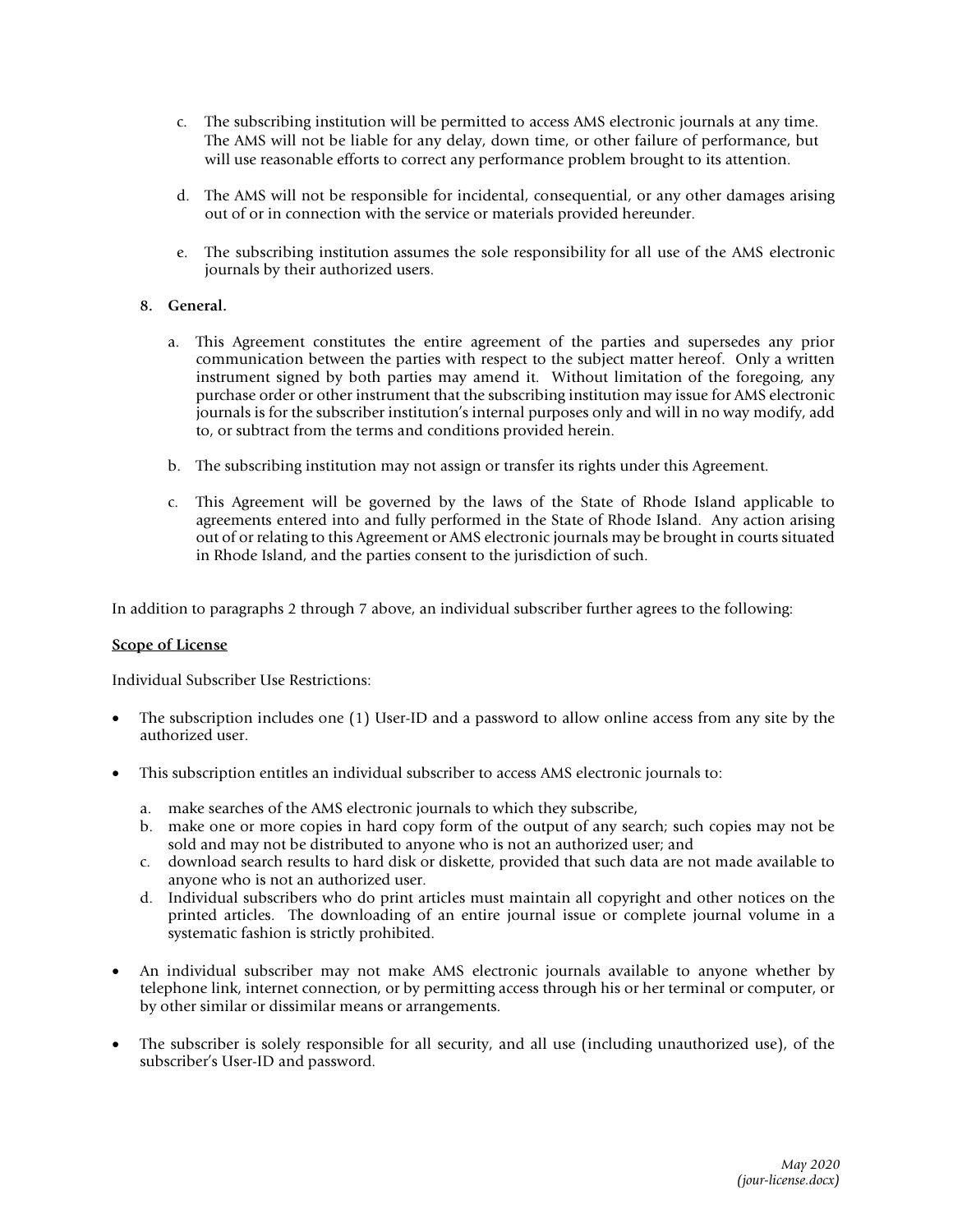c. The subscribing institution will be permitted to access AMS electronic journals at any time. The AMS will not be liable for any delay, down time, or other failure of performance, but will use reasonable efforts to correct any performance problem brought to its attention.

d. The AMS will not be responsible for incidental, consequential, or any other damages arising out of or in connection with the service or materials provided hereunder.

e. The subscribing institution assumes the sole responsibility for all use of the AMS electronic journals by their authorized users.

**8. General.**

a. This Agreement constitutes the entire agreement of the parties and supersedes any prior communication between the parties with respect to the subject matter hereof. Only a written instrument signed by both parties may amend it. Without limitation of the foregoing, any purchase order or other instrument that the subscribing institution may issue for AMS electronic journals is for the subscriber institution's internal purposes only and will in no way modify, add to, or subtract from the terms and conditions provided herein.

b. The subscribing institution may not assign or transfer its rights under this Agreement.

c. This Agreement will be governed by the laws of the State of Rhode Island applicable to agreements entered into and fully performed in the State of Rhode Island. Any action arising out of or relating to this Agreement or AMS electronic journals may be brought in courts situated in Rhode Island, and the parties consent to the jurisdiction of such.

In addition to paragraphs 2 through 7 above, an individual subscriber further agrees to the following:

**Scope of License**

Individual Subscriber Use Restrictions:

- The subscription includes one (1) User-ID and a password to allow online access from any site by the authorized user.
- This subscription entitles an individual subscriber to access AMS electronic journals to:
  a. make searches of the AMS electronic journals to which they subscribe,
  b. make one or more copies in hard copy form of the output of any search; such copies may not be sold and may not be distributed to anyone who is not an authorized user; and
  c. download search results to hard disk or diskette, provided that such data are not made available to anyone who is not an authorized user.
  d. Individual subscribers who do print articles must maintain all copyright and other notices on the printed articles. The downloading of an entire journal issue or complete journal volume in a systematic fashion is strictly prohibited.
- An individual subscriber may not make AMS electronic journals available to anyone whether by telephone link, internet connection, or by permitting access through his or her terminal or computer, or by other similar or dissimilar means or arrangements.
- The subscriber is solely responsible for all security, and all use (including unauthorized use), of the subscriber's User-ID and password.

*May 2020*
*(jour-license.docx)*